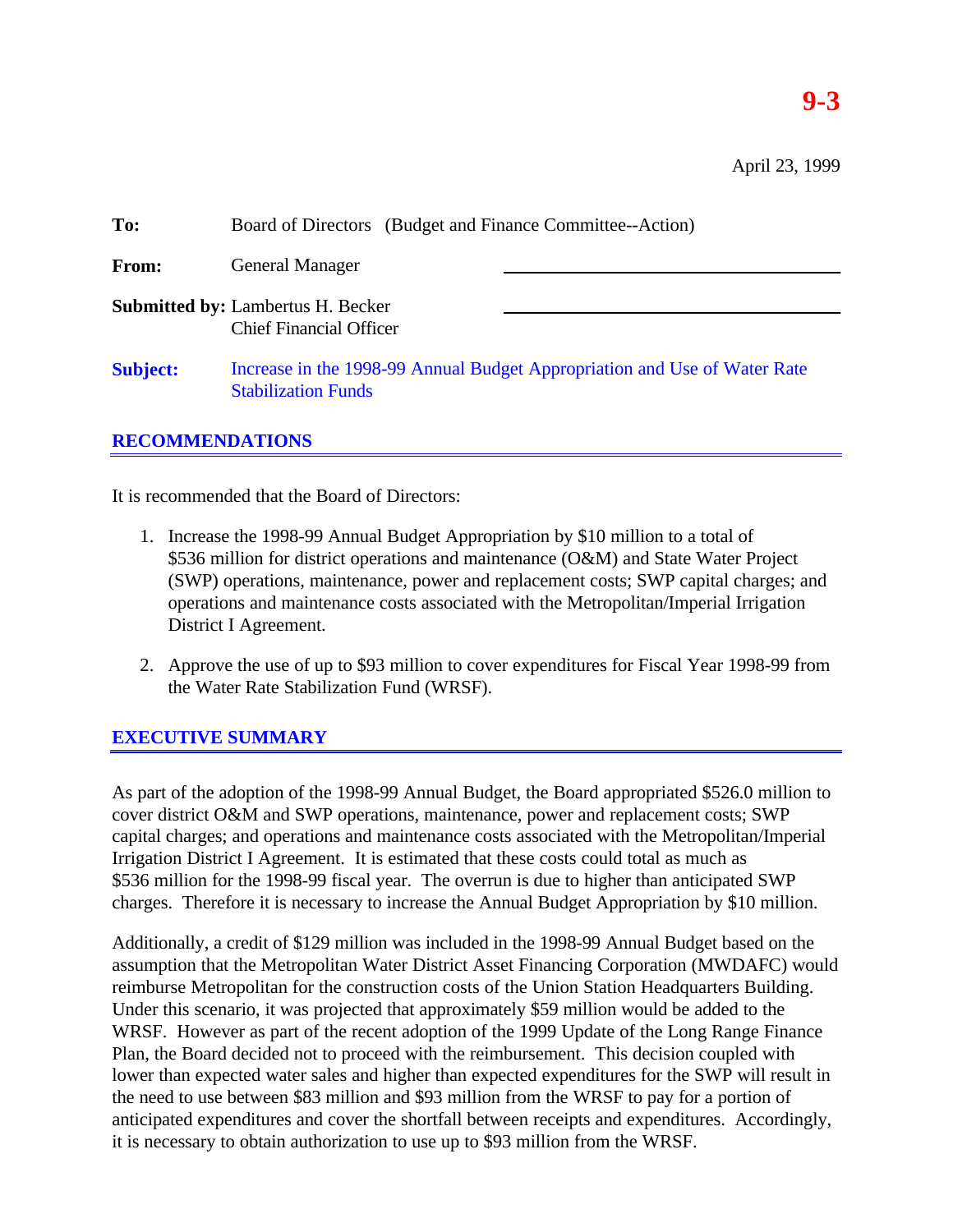**9-3**

April 23, 1999

**To:** Board of Directors (Budget and Finance Committee--Action)

**From:** General Manager

**Submitted by:** Lambertus H. Becker
Chief Financial Officer

**Subject:** Increase in the 1998-99 Annual Budget Appropriation and Use of Water Rate Stabilization Funds

## RECOMMENDATIONS

It is recommended that the Board of Directors:

1. Increase the 1998-99 Annual Budget Appropriation by $10 million to a total of $536 million for district operations and maintenance (O&M) and State Water Project (SWP) operations, maintenance, power and replacement costs; SWP capital charges; and operations and maintenance costs associated with the Metropolitan/Imperial Irrigation District I Agreement.

2. Approve the use of up to $93 million to cover expenditures for Fiscal Year 1998-99 from the Water Rate Stabilization Fund (WRSF).

## EXECUTIVE SUMMARY

As part of the adoption of the 1998-99 Annual Budget, the Board appropriated $526.0 million to cover district O&M and SWP operations, maintenance, power and replacement costs; SWP capital charges; and operations and maintenance costs associated with the Metropolitan/Imperial Irrigation District I Agreement. It is estimated that these costs could total as much as $536 million for the 1998-99 fiscal year. The overrun is due to higher than anticipated SWP charges. Therefore it is necessary to increase the Annual Budget Appropriation by $10 million.

Additionally, a credit of $129 million was included in the 1998-99 Annual Budget based on the assumption that the Metropolitan Water District Asset Financing Corporation (MWDAFC) would reimburse Metropolitan for the construction costs of the Union Station Headquarters Building. Under this scenario, it was projected that approximately $59 million would be added to the WRSF. However as part of the recent adoption of the 1999 Update of the Long Range Finance Plan, the Board decided not to proceed with the reimbursement. This decision coupled with lower than expected water sales and higher than expected expenditures for the SWP will result in the need to use between $83 million and $93 million from the WRSF to pay for a portion of anticipated expenditures and cover the shortfall between receipts and expenditures. Accordingly, it is necessary to obtain authorization to use up to $93 million from the WRSF.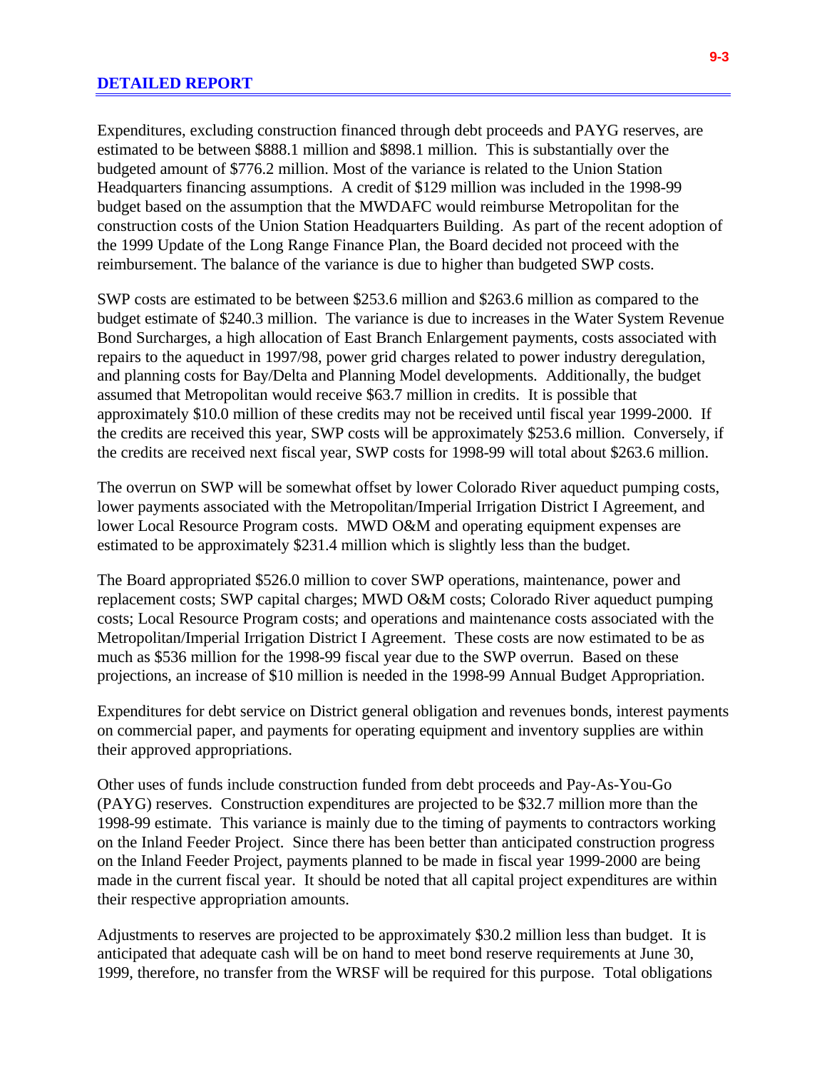## DETAILED REPORT

Expenditures, excluding construction financed through debt proceeds and PAYG reserves, are estimated to be between $888.1 million and $898.1 million. This is substantially over the budgeted amount of $776.2 million. Most of the variance is related to the Union Station Headquarters financing assumptions. A credit of $129 million was included in the 1998-99 budget based on the assumption that the MWDAFC would reimburse Metropolitan for the construction costs of the Union Station Headquarters Building. As part of the recent adoption of the 1999 Update of the Long Range Finance Plan, the Board decided not proceed with the reimbursement. The balance of the variance is due to higher than budgeted SWP costs.

SWP costs are estimated to be between $253.6 million and $263.6 million as compared to the budget estimate of $240.3 million. The variance is due to increases in the Water System Revenue Bond Surcharges, a high allocation of East Branch Enlargement payments, costs associated with repairs to the aqueduct in 1997/98, power grid charges related to power industry deregulation, and planning costs for Bay/Delta and Planning Model developments. Additionally, the budget assumed that Metropolitan would receive $63.7 million in credits. It is possible that approximately $10.0 million of these credits may not be received until fiscal year 1999-2000. If the credits are received this year, SWP costs will be approximately $253.6 million. Conversely, if the credits are received next fiscal year, SWP costs for 1998-99 will total about $263.6 million.

The overrun on SWP will be somewhat offset by lower Colorado River aqueduct pumping costs, lower payments associated with the Metropolitan/Imperial Irrigation District I Agreement, and lower Local Resource Program costs. MWD O&M and operating equipment expenses are estimated to be approximately $231.4 million which is slightly less than the budget.

The Board appropriated $526.0 million to cover SWP operations, maintenance, power and replacement costs; SWP capital charges; MWD O&M costs; Colorado River aqueduct pumping costs; Local Resource Program costs; and operations and maintenance costs associated with the Metropolitan/Imperial Irrigation District I Agreement. These costs are now estimated to be as much as $536 million for the 1998-99 fiscal year due to the SWP overrun. Based on these projections, an increase of $10 million is needed in the 1998-99 Annual Budget Appropriation.

Expenditures for debt service on District general obligation and revenues bonds, interest payments on commercial paper, and payments for operating equipment and inventory supplies are within their approved appropriations.

Other uses of funds include construction funded from debt proceeds and Pay-As-You-Go (PAYG) reserves. Construction expenditures are projected to be $32.7 million more than the 1998-99 estimate. This variance is mainly due to the timing of payments to contractors working on the Inland Feeder Project. Since there has been better than anticipated construction progress on the Inland Feeder Project, payments planned to be made in fiscal year 1999-2000 are being made in the current fiscal year. It should be noted that all capital project expenditures are within their respective appropriation amounts.

Adjustments to reserves are projected to be approximately $30.2 million less than budget. It is anticipated that adequate cash will be on hand to meet bond reserve requirements at June 30, 1999, therefore, no transfer from the WRSF will be required for this purpose. Total obligations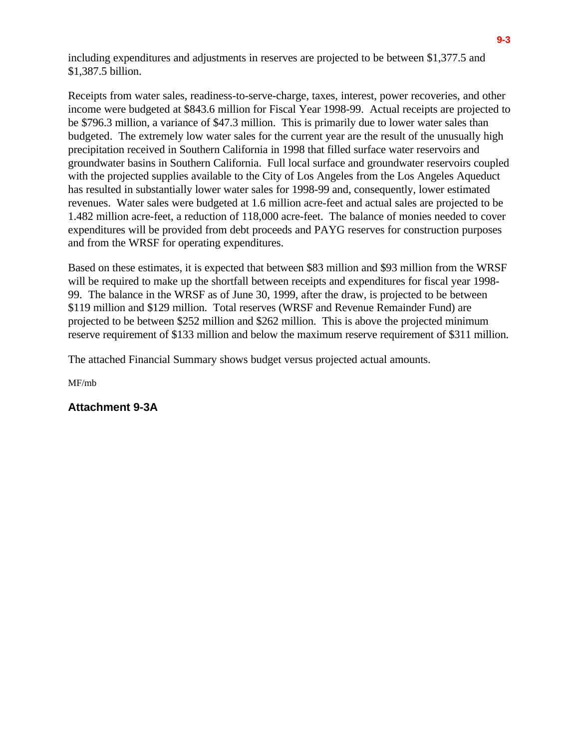including expenditures and adjustments in reserves are projected to be between $1,377.5 and $1,387.5 billion.

Receipts from water sales, readiness-to-serve-charge, taxes, interest, power recoveries, and other income were budgeted at $843.6 million for Fiscal Year 1998-99. Actual receipts are projected to be $796.3 million, a variance of $47.3 million. This is primarily due to lower water sales than budgeted. The extremely low water sales for the current year are the result of the unusually high precipitation received in Southern California in 1998 that filled surface water reservoirs and groundwater basins in Southern California. Full local surface and groundwater reservoirs coupled with the projected supplies available to the City of Los Angeles from the Los Angeles Aqueduct has resulted in substantially lower water sales for 1998-99 and, consequently, lower estimated revenues. Water sales were budgeted at 1.6 million acre-feet and actual sales are projected to be 1.482 million acre-feet, a reduction of 118,000 acre-feet. The balance of monies needed to cover expenditures will be provided from debt proceeds and PAYG reserves for construction purposes and from the WRSF for operating expenditures.

Based on these estimates, it is expected that between $83 million and $93 million from the WRSF will be required to make up the shortfall between receipts and expenditures for fiscal year 1998-99. The balance in the WRSF as of June 30, 1999, after the draw, is projected to be between $119 million and $129 million. Total reserves (WRSF and Revenue Remainder Fund) are projected to be between $252 million and $262 million. This is above the projected minimum reserve requirement of $133 million and below the maximum reserve requirement of $311 million.

The attached Financial Summary shows budget versus projected actual amounts.

MF/mb

**Attachment 9-3A**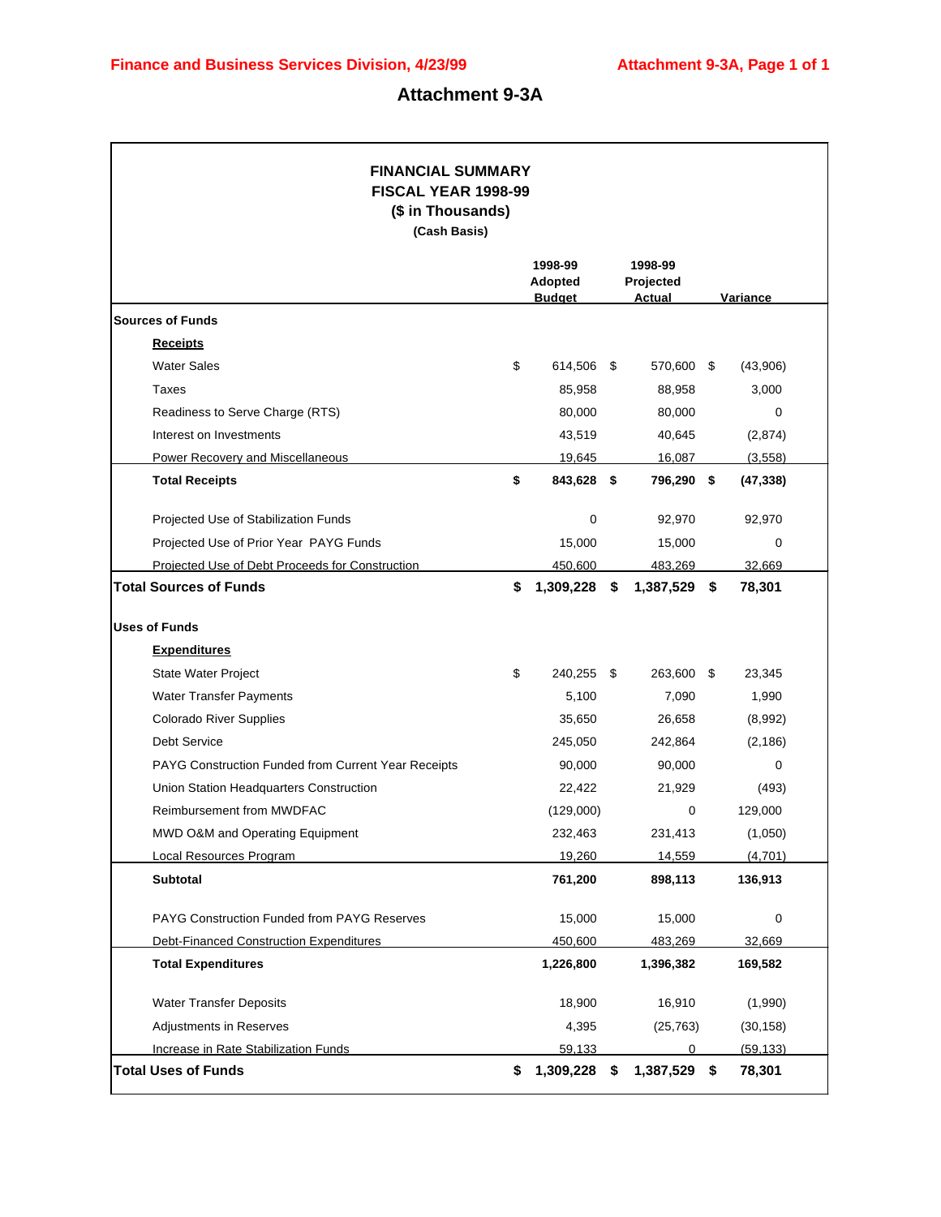# Attachment 9-3A

## FINANCIAL SUMMARY
## FISCAL YEAR 1998-99
## ($ in Thousands)
**(Cash Basis)**

| | 1998-99 Adopted Budget | 1998-99 Projected Actual | Variance |
|---|---|---|---|
| **Sources of Funds** | | | |
| **Receipts** | | | |
| Water Sales | $ 614,506 | $ 570,600 | $ (43,906) |
| Taxes | 85,958 | 88,958 | 3,000 |
| Readiness to Serve Charge (RTS) | 80,000 | 80,000 | 0 |
| Interest on Investments | 43,519 | 40,645 | (2,874) |
| Power Recovery and Miscellaneous | 19,645 | 16,087 | (3,558) |
| **Total Receipts** | **$ 843,628** | **$ 796,290** | **$ (47,338)** |
| Projected Use of Stabilization Funds | 0 | 92,970 | 92,970 |
| Projected Use of Prior Year PAYG Funds | 15,000 | 15,000 | 0 |
| Projected Use of Debt Proceeds for Construction | 450,600 | 483,269 | 32,669 |
| **Total Sources of Funds** | **$ 1,309,228** | **$ 1,387,529** | **$ 78,301** |
| **Uses of Funds** | | | |
| **Expenditures** | | | |
| State Water Project | $ 240,255 | $ 263,600 | $ 23,345 |
| Water Transfer Payments | 5,100 | 7,090 | 1,990 |
| Colorado River Supplies | 35,650 | 26,658 | (8,992) |
| Debt Service | 245,050 | 242,864 | (2,186) |
| PAYG Construction Funded from Current Year Receipts | 90,000 | 90,000 | 0 |
| Union Station Headquarters Construction | 22,422 | 21,929 | (493) |
| Reimbursement from MWDFAC | (129,000) | 0 | 129,000 |
| MWD O&M and Operating Equipment | 232,463 | 231,413 | (1,050) |
| Local Resources Program | 19,260 | 14,559 | (4,701) |
| **Subtotal** | **761,200** | **898,113** | **136,913** |
| PAYG Construction Funded from PAYG Reserves | 15,000 | 15,000 | 0 |
| Debt-Financed Construction Expenditures | 450,600 | 483,269 | 32,669 |
| **Total Expenditures** | **1,226,800** | **1,396,382** | **169,582** |
| Water Transfer Deposits | 18,900 | 16,910 | (1,990) |
| Adjustments in Reserves | 4,395 | (25,763) | (30,158) |
| Increase in Rate Stabilization Funds | 59,133 | 0 | (59,133) |
| **Total Uses of Funds** | **$ 1,309,228** | **$ 1,387,529** | **$ 78,301** |